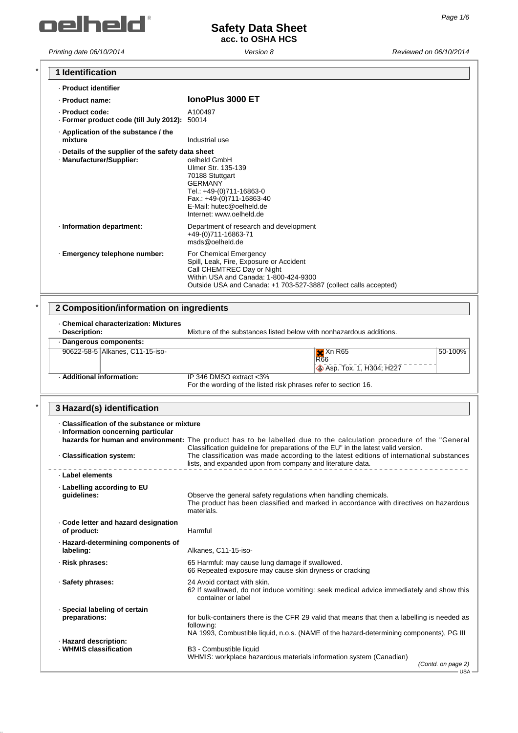# Safety Data Sheet
**acc. to OSHA HCS**

*Printing date 06/10/2014* | *Version 8* | *Reviewed on 06/10/2014*

## 1 Identification

- **Product identifier**
- **Product name:** **IonoPlus 3000 ET**
- **Product code:** A100497
- **Former product code (till July 2012):** 50014
- **Application of the substance / the mixture** Industrial use
- **Details of the supplier of the safety data sheet**
- **Manufacturer/Supplier:**
  oelheld GmbH
  Ulmer Str. 135-139
  70188 Stuttgart
  GERMANY
  Tel.: +49-(0)711-16863-0
  Fax.: +49-(0)711-16863-40
  E-Mail: hutec@oelheld.de
  Internet: www.oelheld.de
- **Information department:**
  Department of research and development
  +49-(0)711-16863-71
  msds@oelheld.de
- **Emergency telephone number:**
  For Chemical Emergency
  Spill, Leak, Fire, Exposure or Accident
  Call CHEMTREC Day or Night
  Within USA and Canada: 1-800-424-9300
  Outside USA and Canada: +1 703-527-3887 (collect calls accepted)

## 2 Composition/information on ingredients

- **Chemical characterization: Mixtures**
- **Description:** Mixture of the substances listed below with nonhazardous additions.

**Dangerous components:**

| CAS | Name | Classification | % |
|---|---|---|---|
| 90622-58-5 | Alkanes, C11-15-iso- | Xn R65<br>R66<br>Asp. Tox. 1, H304; H227 | 50-100% |

- **Additional information:** IP 346 DMSO extract <3%
  For the wording of the listed risk phrases refer to section 16.

## 3 Hazard(s) identification

- **Classification of the substance or mixture**
- **Information concerning particular hazards for human and environment:** The product has to be labelled due to the calculation procedure of the "General Classification guideline for preparations of the EU" in the latest valid version.
- **Classification system:** The classification was made according to the latest editions of international substances lists, and expanded upon from company and literature data.
- **Label elements**
- **Labelling according to EU guidelines:** Observe the general safety regulations when handling chemicals.
  The product has been classified and marked in accordance with directives on hazardous materials.
- **Code letter and hazard designation of product:** Harmful
- **Hazard-determining components of labeling:** Alkanes, C11-15-iso-
- **Risk phrases:**
  65 Harmful: may cause lung damage if swallowed.
  66 Repeated exposure may cause skin dryness or cracking
- **Safety phrases:**
  24 Avoid contact with skin.
  62 If swallowed, do not induce vomiting: seek medical advice immediately and show this container or label
- **Special labeling of certain preparations:** for bulk-containers there is the CFR 29 valid that means that then a labelling is needed as following:
  NA 1993, Combustible liquid, n.o.s. (NAME of the hazard-determining components), PG III
- **Hazard description:**
- **WHMIS classification** B3 - Combustible liquid
  WHMIS: workplace hazardous materials information system (Canadian)

(Contd. on page 2)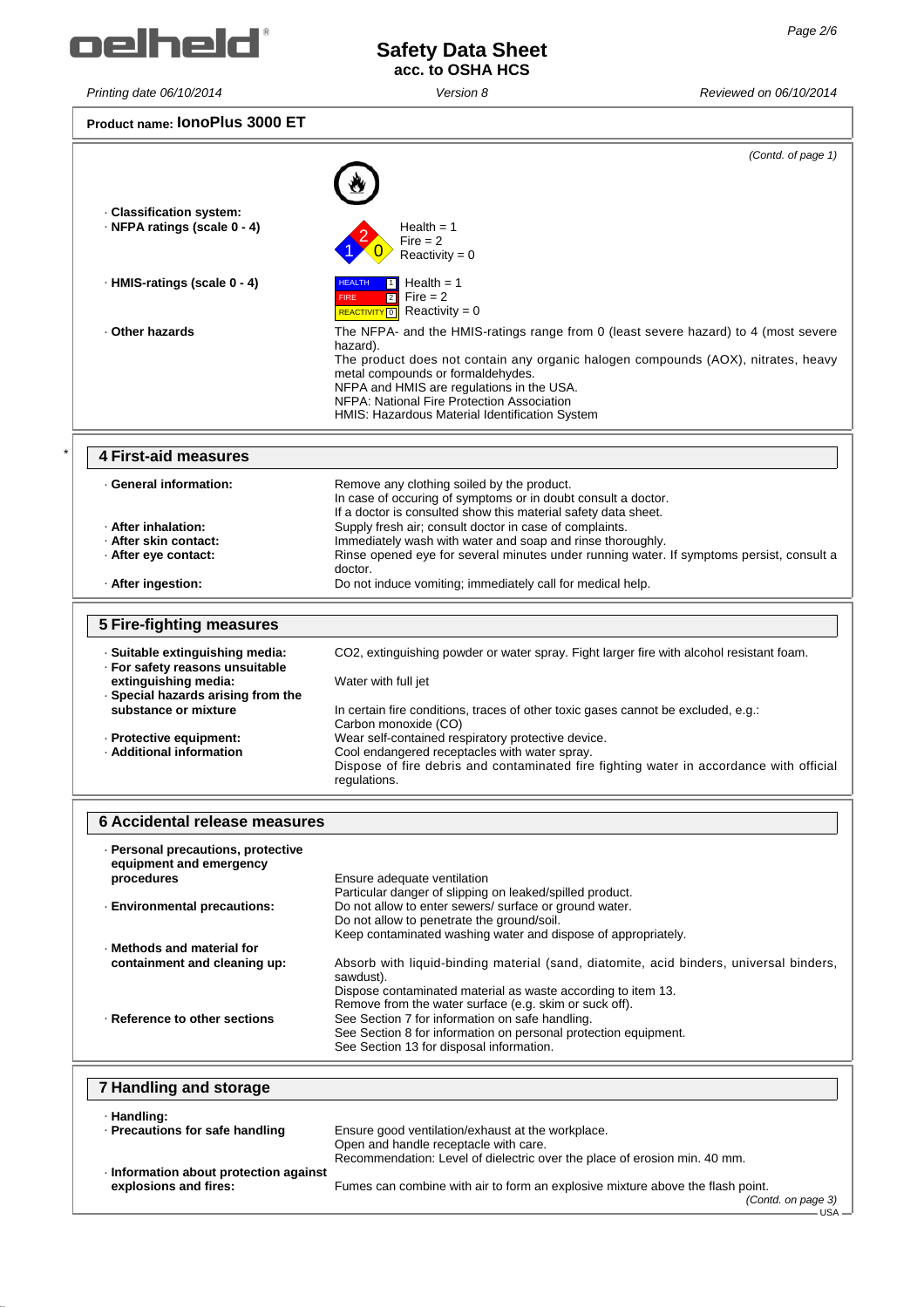**Product name: IonoPlus 3000 ET**

(Contd. of page 1)

· **Classification system:**

· **NFPA ratings (scale 0 - 4)**

Health = 1
Fire = 2
Reactivity = 0

· **HMIS-ratings (scale 0 - 4)**

HEALTH 1 Health = 1
FIRE 2 Fire = 2
REACTIVITY 0 Reactivity = 0

· **Other hazards**

The NFPA- and the HMIS-ratings range from 0 (least severe hazard) to 4 (most severe hazard).
The product does not contain any organic halogen compounds (AOX), nitrates, heavy metal compounds or formaldehydes.
NFPA and HMIS are regulations in the USA.
NFPA: National Fire Protection Association
HMIS: Hazardous Material Identification System

## 4 First-aid measures

· **General information:** Remove any clothing soiled by the product.
In case of occuring of symptoms or in doubt consult a doctor.
If a doctor is consulted show this material safety data sheet.

· **After inhalation:** Supply fresh air; consult doctor in case of complaints.

· **After skin contact:** Immediately wash with water and soap and rinse thoroughly.

· **After eye contact:** Rinse opened eye for several minutes under running water. If symptoms persist, consult a doctor.

· **After ingestion:** Do not induce vomiting; immediately call for medical help.

## 5 Fire-fighting measures

· **Suitable extinguishing media:** $CO_2$, extinguishing powder or water spray. Fight larger fire with alcohol resistant foam.

· **For safety reasons unsuitable extinguishing media:** Water with full jet

· **Special hazards arising from the substance or mixture** In certain fire conditions, traces of other toxic gases cannot be excluded, e.g.:
Carbon monoxide (CO)

· **Protective equipment:** Wear self-contained respiratory protective device.

· **Additional information** Cool endangered receptacles with water spray.
Dispose of fire debris and contaminated fire fighting water in accordance with official regulations.

## 6 Accidental release measures

· **Personal precautions, protective equipment and emergency procedures** Ensure adequate ventilation
Particular danger of slipping on leaked/spilled product.

· **Environmental precautions:** Do not allow to enter sewers/ surface or ground water.
Do not allow to penetrate the ground/soil.
Keep contaminated washing water and dispose of appropriately.

· **Methods and material for containment and cleaning up:** Absorb with liquid-binding material (sand, diatomite, acid binders, universal binders, sawdust).
Dispose contaminated material as waste according to item 13.
Remove from the water surface (e.g. skim or suck off).

· **Reference to other sections** See Section 7 for information on safe handling.
See Section 8 for information on personal protection equipment.
See Section 13 for disposal information.

## 7 Handling and storage

· **Handling:**

· **Precautions for safe handling** Ensure good ventilation/exhaust at the workplace.
Open and handle receptacle with care.
Recommendation: Level of dielectric over the place of erosion min. 40 mm.

· **Information about protection against explosions and fires:** Fumes can combine with air to form an explosive mixture above the flash point.

(Contd. on page 3)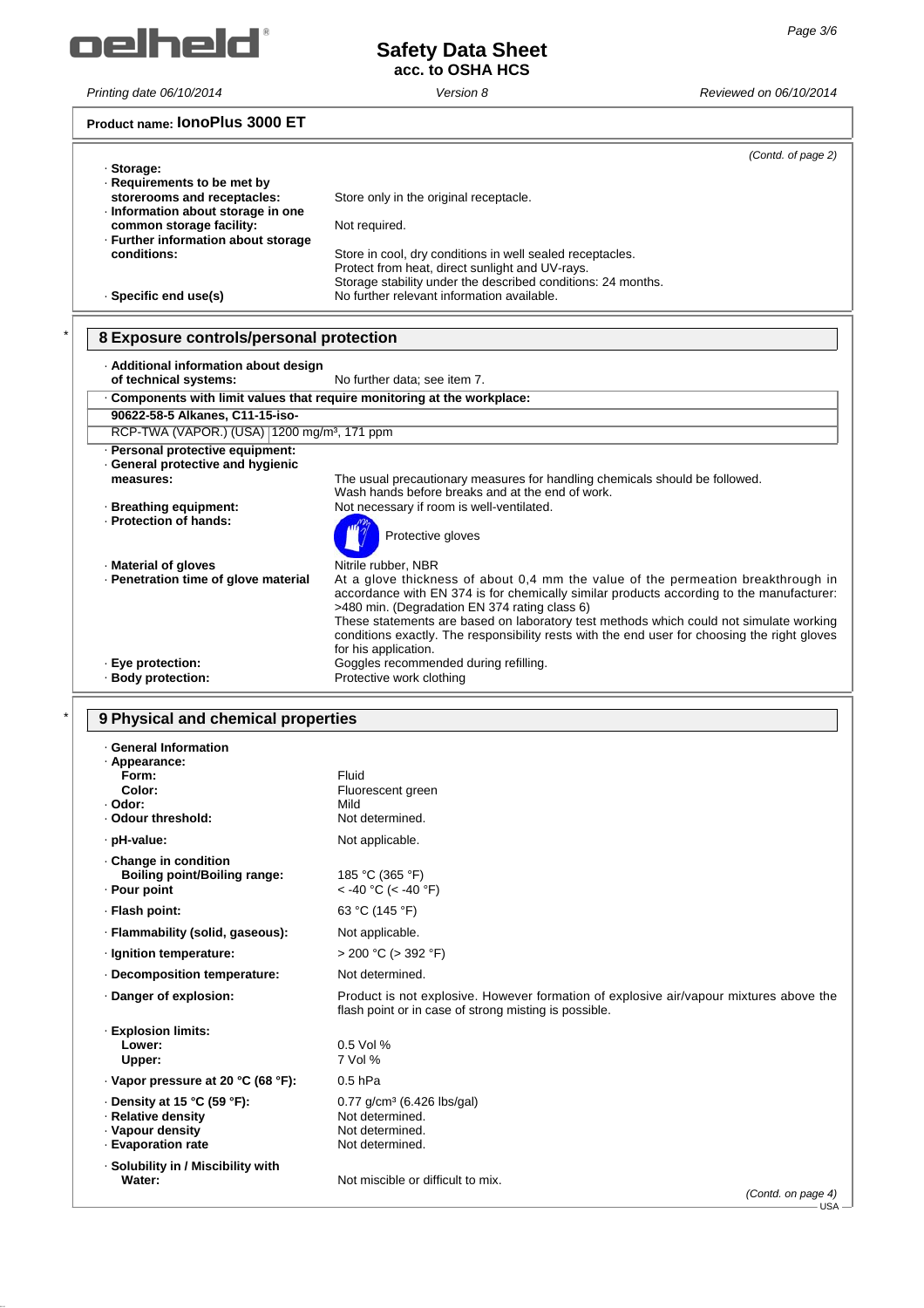**Product name: IonoPlus 3000 ET**

*(Contd. of page 2)*

· **Storage:**

· **Requirements to be met by storerooms and receptacles:** Store only in the original receptacle.

· **Information about storage in one common storage facility:** Not required.

· **Further information about storage conditions:** Store in cool, dry conditions in well sealed receptacles.
Protect from heat, direct sunlight and UV-rays.
Storage stability under the described conditions: 24 months.

· **Specific end use(s)** No further relevant information available.

## 8 Exposure controls/personal protection

· **Additional information about design of technical systems:** No further data; see item 7.

| · **Components with limit values that require monitoring at the workplace:** |
|---|
| **90622-58-5 Alkanes, C11-15-iso-** |
| RCP-TWA (VAPOR.) (USA) \| 1200 mg/m³, 171 ppm |

· **Personal protective equipment:**

· **General protective and hygienic measures:** The usual precautionary measures for handling chemicals should be followed.
Wash hands before breaks and at the end of work.

· **Breathing equipment:** Not necessary if room is well-ventilated.

· **Protection of hands:** Protective gloves

· **Material of gloves** Nitrile rubber, NBR

· **Penetration time of glove material** At a glove thickness of about 0,4 mm the value of the permeation breakthrough in accordance with EN 374 is for chemically similar products according to the manufacturer: >480 min. (Degradation EN 374 rating class 6)
These statements are based on laboratory test methods which could not simulate working conditions exactly. The responsibility rests with the end user for choosing the right gloves for his application.

· **Eye protection:** Goggles recommended during refilling.

· **Body protection:** Protective work clothing

## 9 Physical and chemical properties

· **General Information**

· **Appearance:**
  - **Form:** Fluid
  - **Color:** Fluorescent green

· **Odor:** Mild

· **Odour threshold:** Not determined.

· **pH-value:** Not applicable.

· **Change in condition**
  - **Boiling point/Boiling range:** 185 °C (365 °F)

· **Pour point** < -40 °C (< -40 °F)

· **Flash point:** 63 °C (145 °F)

· **Flammability (solid, gaseous):** Not applicable.

· **Ignition temperature:** > 200 °C (> 392 °F)

· **Decomposition temperature:** Not determined.

· **Danger of explosion:** Product is not explosive. However formation of explosive air/vapour mixtures above the flash point or in case of strong misting is possible.

· **Explosion limits:**
  - **Lower:** 0.5 Vol %
  - **Upper:** 7 Vol %

· **Vapor pressure at 20 °C (68 °F):** 0.5 hPa

· **Density at 15 °C (59 °F):** 0.77 g/cm³ (6.426 lbs/gal)

· **Relative density** Not determined.

· **Vapour density** Not determined.

· **Evaporation rate** Not determined.

· **Solubility in / Miscibility with**
  - **Water:** Not miscible or difficult to mix.

*(Contd. on page 4)*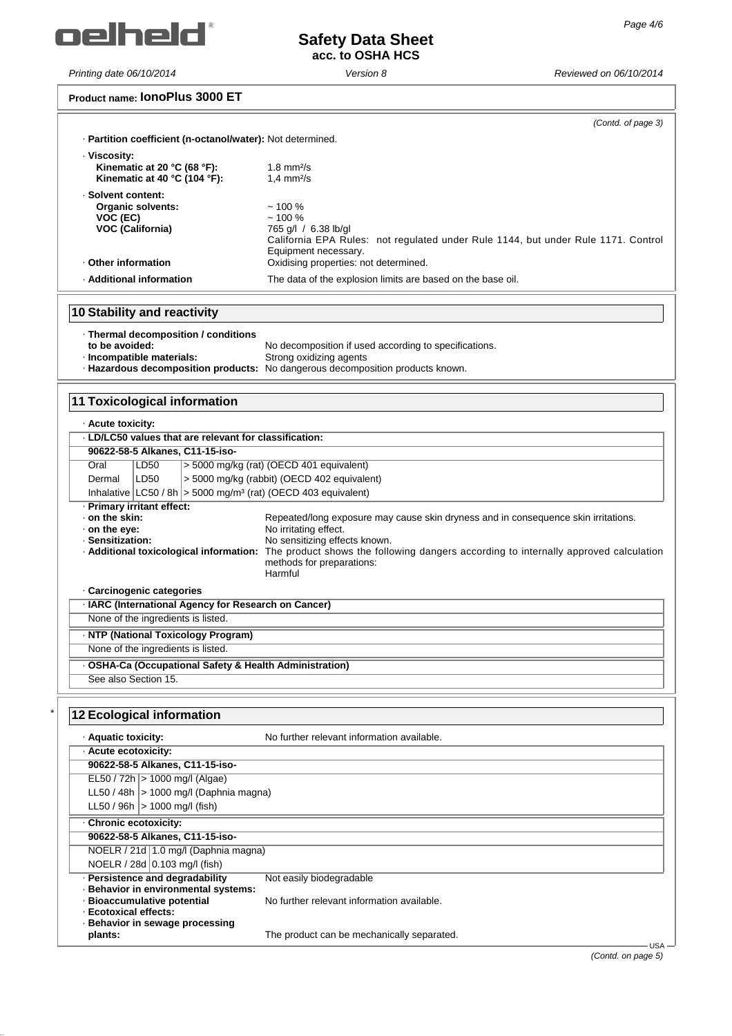**Product name: IonoPlus 3000 ET**

*(Contd. of page 3)*

· **Partition coefficient (n-octanol/water):** Not determined.

· **Viscosity:**
**Kinematic at 20 °C (68 °F):** 1.8 mm²/s
**Kinematic at 40 °C (104 °F):** 1,4 mm²/s

· **Solvent content:**
**Organic solvents:** ~ 100 %
**VOC (EC)** ~ 100 %
**VOC (California)** 765 g/l / 6.38 lb/gl
California EPA Rules: not regulated under Rule 1144, but under Rule 1171. Control Equipment necessary.

· **Other information** Oxidising properties: not determined.

· **Additional information** The data of the explosion limits are based on the base oil.

## 10 Stability and reactivity

· **Thermal decomposition / conditions to be avoided:** No decomposition if used according to specifications.
· **Incompatible materials:** Strong oxidizing agents
· **Hazardous decomposition products:** No dangerous decomposition products known.

## 11 Toxicological information

· **Acute toxicity:**

| · **LD/LC50 values that are relevant for classification:** | | |
|---|---|---|
| **90622-58-5 Alkanes, C11-15-iso-** | | |
| Oral | LD50 | > 5000 mg/kg (rat) (OECD 401 equivalent) |
| Dermal | LD50 | > 5000 mg/kg (rabbit) (OECD 402 equivalent) |
| Inhalative | LC50 / 8h | > 5000 mg/m³ (rat) (OECD 403 equivalent) |

· **Primary irritant effect:**
· **on the skin:** Repeated/long exposure may cause skin dryness and in consequence skin irritations.
· **on the eye:** No irritating effect.
· **Sensitization:** No sensitizing effects known.
· **Additional toxicological information:** The product shows the following dangers according to internally approved calculation methods for preparations:
Harmful

· **Carcinogenic categories**

| · **IARC (International Agency for Research on Cancer)** |
|---|
| None of the ingredients is listed. |

| · **NTP (National Toxicology Program)** |
|---|
| None of the ingredients is listed. |

| · **OSHA-Ca (Occupational Safety & Health Administration)** |
|---|
| See also Section 15. |

## 12 Ecological information

· **Aquatic toxicity:** No further relevant information available.

| · **Acute ecotoxicity:** | |
|---|---|
| **90622-58-5 Alkanes, C11-15-iso-** | |
| EL50 / 72h | > 1000 mg/l (Algae) |
| LL50 / 48h | > 1000 mg/l (Daphnia magna) |
| LL50 / 96h | > 1000 mg/l (fish) |

| · **Chronic ecotoxicity:** | |
|---|---|
| **90622-58-5 Alkanes, C11-15-iso-** | |
| NOELR / 21d | 1.0 mg/l (Daphnia magna) |
| NOELR / 28d | 0.103 mg/l (fish) |

· **Persistence and degradability** Not easily biodegradable
· **Behavior in environmental systems:**
· **Bioaccumulative potential** No further relevant information available.
· **Ecotoxical effects:**
· **Behavior in sewage processing plants:** The product can be mechanically separated.

*(Contd. on page 5)*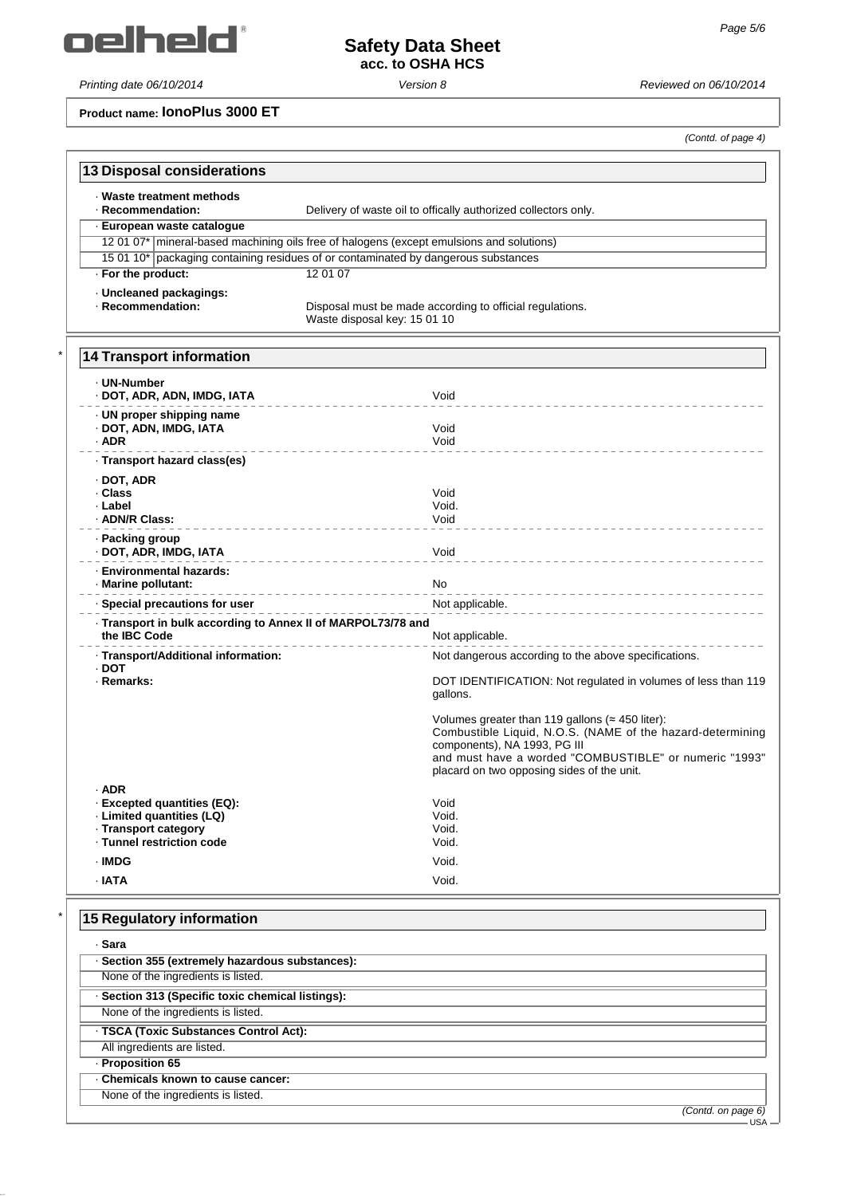**Product name: IonoPlus 3000 ET**

*(Contd. of page 4)*

## 13 Disposal considerations

· **Waste treatment methods**

· **Recommendation:** Delivery of waste oil to offically authorized collectors only.

| · **European waste catalogue** | |
|---|---|
| 12 01 07* | mineral-based machining oils free of halogens (except emulsions and solutions) |
| 15 01 10* | packaging containing residues of or contaminated by dangerous substances |

· **For the product:** 12 01 07

· **Uncleaned packagings:**

· **Recommendation:** Disposal must be made according to official regulations.
Waste disposal key: 15 01 10

## * 14 Transport information

| | |
|---|---|
| · **UN-Number** | |
| · **DOT, ADR, ADN, IMDG, IATA** | Void |
| · **UN proper shipping name** | |
| · **DOT, ADN, IMDG, IATA** | Void |
| · **ADR** | Void |
| · **Transport hazard class(es)** | |
| · **DOT, ADR** | |
| · **Class** | Void |
| · **Label** | Void. |
| · **ADN/R Class:** | Void |
| · **Packing group** | |
| · **DOT, ADR, IMDG, IATA** | Void |
| · **Environmental hazards:** | |
| · **Marine pollutant:** | No |
| · **Special precautions for user** | Not applicable. |
| · **Transport in bulk according to Annex II of MARPOL73/78 and the IBC Code** | Not applicable. |
| · **Transport/Additional information:** | Not dangerous according to the above specifications. |
| · **DOT** | |
| · **Remarks:** | DOT IDENTIFICATION: Not regulated in volumes of less than 119 gallons.<br><br>Volumes greater than 119 gallons (≈ 450 liter): Combustible Liquid, N.O.S. (NAME of the hazard-determining components), NA 1993, PG III and must have a worded "COMBUSTIBLE" or numeric "1993" placard on two opposing sides of the unit. |
| · **ADR** | |
| · **Excepted quantities (EQ):** | Void |
| · **Limited quantities (LQ)** | Void. |
| · **Transport category** | Void. |
| · **Tunnel restriction code** | Void. |
| · **IMDG** | Void. |
| · **IATA** | Void. |

## * 15 Regulatory information

· **Sara**

· **Section 355 (extremely hazardous substances):**

None of the ingredients is listed.

· **Section 313 (Specific toxic chemical listings):**

None of the ingredients is listed.

· **TSCA (Toxic Substances Control Act):**

All ingredients are listed.

· **Proposition 65**

· **Chemicals known to cause cancer:**

None of the ingredients is listed.

*(Contd. on page 6)*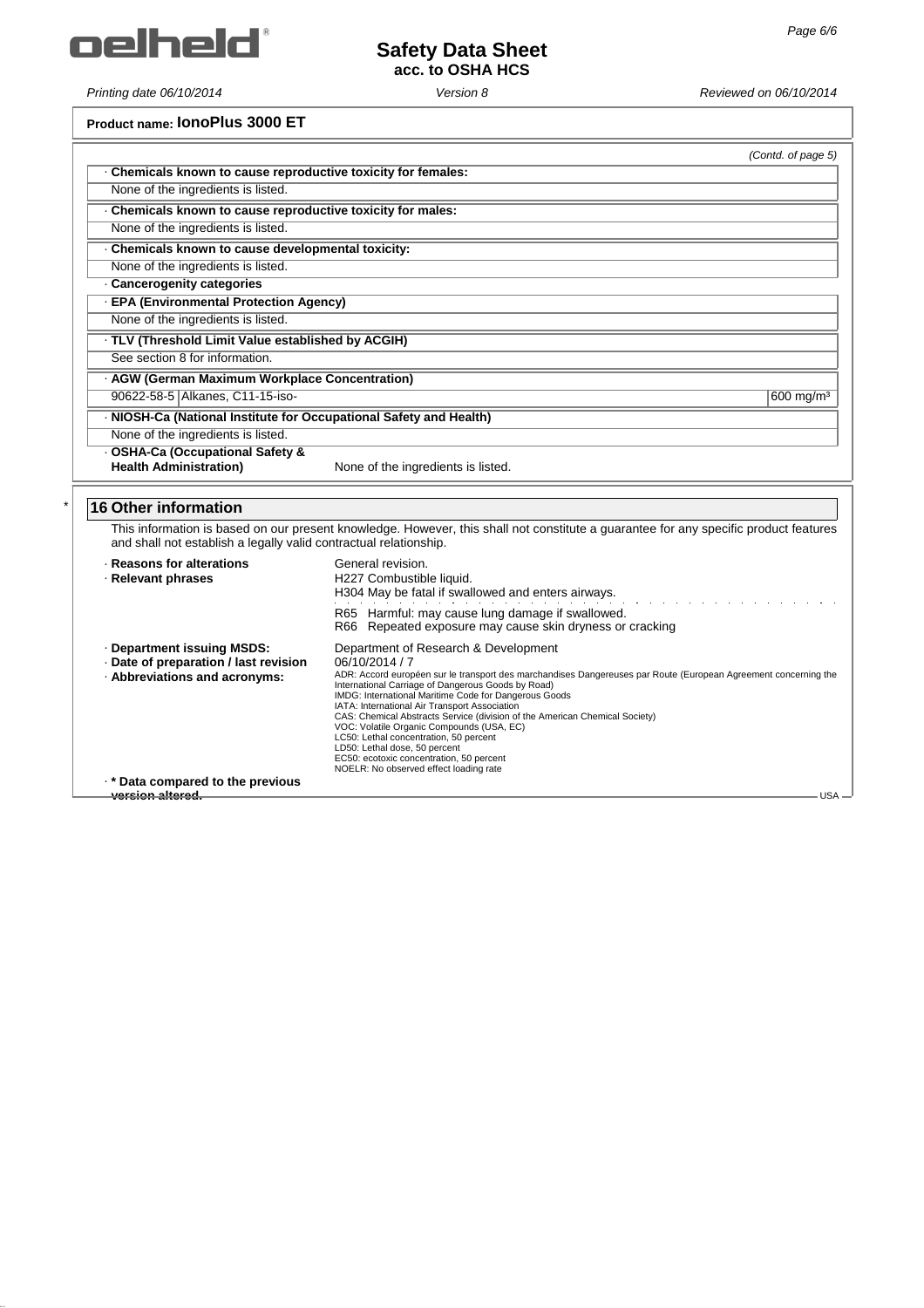*(Contd. of page 5)*

· **Chemicals known to cause reproductive toxicity for females:**

None of the ingredients is listed.

· **Chemicals known to cause reproductive toxicity for males:**

None of the ingredients is listed.

· **Chemicals known to cause developmental toxicity:**

None of the ingredients is listed.

· **Cancerogenity categories**

· **EPA (Environmental Protection Agency)**

None of the ingredients is listed.

· **TLV (Threshold Limit Value established by ACGIH)**

See section 8 for information.

· **AGW (German Maximum Workplace Concentration)**

| | | |
|---|---|---|
| 90622-58-5 | Alkanes, C11-15-iso- | 600 mg/m³ |

· **NIOSH-Ca (National Institute for Occupational Safety and Health)**

None of the ingredients is listed.

· **OSHA-Ca (Occupational Safety & Health Administration)** None of the ingredients is listed.

## * 16 Other information

This information is based on our present knowledge. However, this shall not constitute a guarantee for any specific product features and shall not establish a legally valid contractual relationship.

· **Reasons for alterations** General revision.

· **Relevant phrases**
H227 Combustible liquid.
H304 May be fatal if swallowed and enters airways.
R65 Harmful: may cause lung damage if swallowed.
R66 Repeated exposure may cause skin dryness or cracking

· **Department issuing MSDS:** Department of Research & Development

· **Date of preparation / last revision** 06/10/2014 / 7

· **Abbreviations and acronyms:**
ADR: Accord européen sur le transport des marchandises Dangereuses par Route (European Agreement concerning the International Carriage of Dangerous Goods by Road)
IMDG: International Maritime Code for Dangerous Goods
IATA: International Air Transport Association
CAS: Chemical Abstracts Service (division of the American Chemical Society)
VOC: Volatile Organic Compounds (USA, EC)
LC50: Lethal concentration, 50 percent
LD50: Lethal dose, 50 percent
EC50: ecotoxic concentration, 50 percent
NOELR: No observed effect loading rate

· **\* Data compared to the previous version altered.**